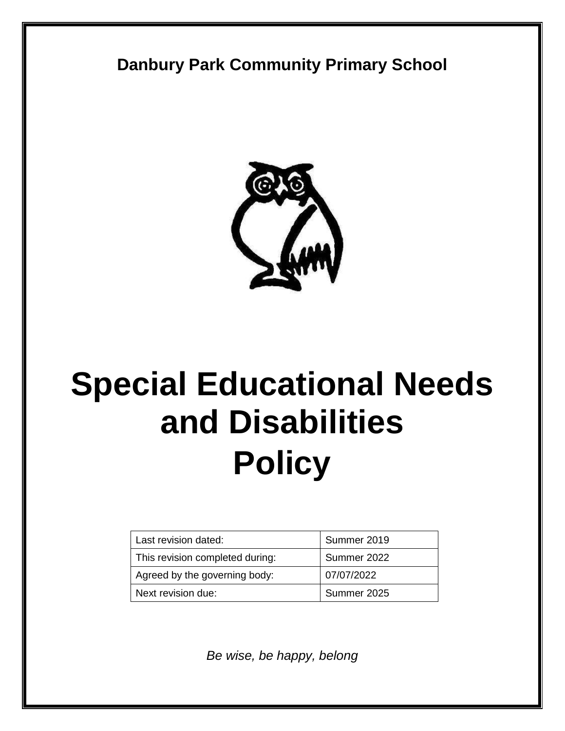**Danbury Park Community Primary School**

# Special Educational Needs and Disabilities Policy

| | |
|---|---|
| Last revision dated: | Summer 2019 |
| This revision completed during: | Summer 2022 |
| Agreed by the governing body: | 07/07/2022 |
| Next revision due: | Summer 2025 |

*Be wise, be happy, belong*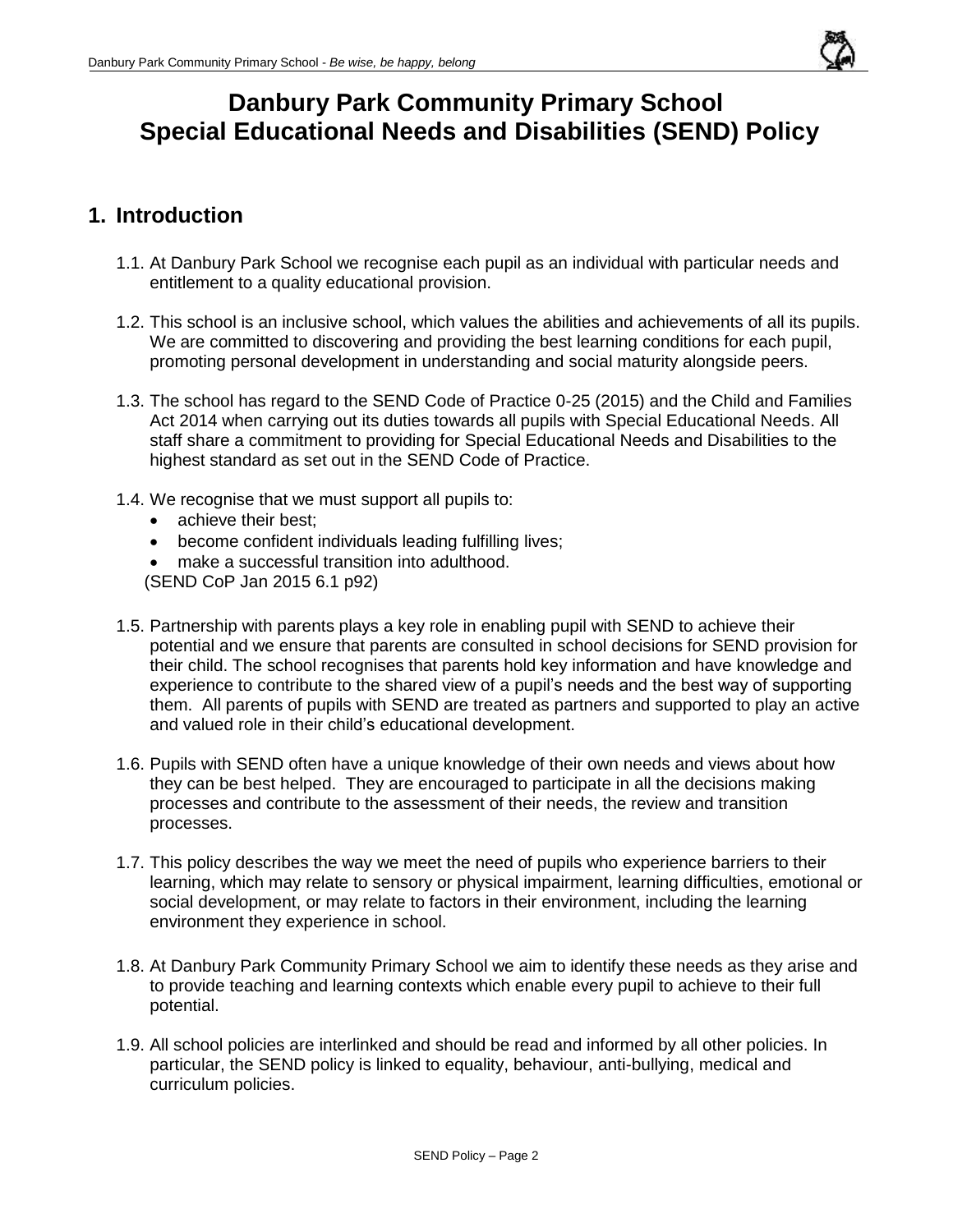# Danbury Park Community Primary School
# Special Educational Needs and Disabilities (SEND) Policy

## 1. Introduction

1.1. At Danbury Park School we recognise each pupil as an individual with particular needs and entitlement to a quality educational provision.

1.2. This school is an inclusive school, which values the abilities and achievements of all its pupils. We are committed to discovering and providing the best learning conditions for each pupil, promoting personal development in understanding and social maturity alongside peers.

1.3. The school has regard to the SEND Code of Practice 0-25 (2015) and the Child and Families Act 2014 when carrying out its duties towards all pupils with Special Educational Needs. All staff share a commitment to providing for Special Educational Needs and Disabilities to the highest standard as set out in the SEND Code of Practice.

1.4. We recognise that we must support all pupils to:

- achieve their best;
- become confident individuals leading fulfilling lives;
- make a successful transition into adulthood.

(SEND CoP Jan 2015 6.1 p92)

1.5. Partnership with parents plays a key role in enabling pupil with SEND to achieve their potential and we ensure that parents are consulted in school decisions for SEND provision for their child. The school recognises that parents hold key information and have knowledge and experience to contribute to the shared view of a pupil's needs and the best way of supporting them. All parents of pupils with SEND are treated as partners and supported to play an active and valued role in their child's educational development.

1.6. Pupils with SEND often have a unique knowledge of their own needs and views about how they can be best helped. They are encouraged to participate in all the decisions making processes and contribute to the assessment of their needs, the review and transition processes.

1.7. This policy describes the way we meet the need of pupils who experience barriers to their learning, which may relate to sensory or physical impairment, learning difficulties, emotional or social development, or may relate to factors in their environment, including the learning environment they experience in school.

1.8. At Danbury Park Community Primary School we aim to identify these needs as they arise and to provide teaching and learning contexts which enable every pupil to achieve to their full potential.

1.9. All school policies are interlinked and should be read and informed by all other policies. In particular, the SEND policy is linked to equality, behaviour, anti-bullying, medical and curriculum policies.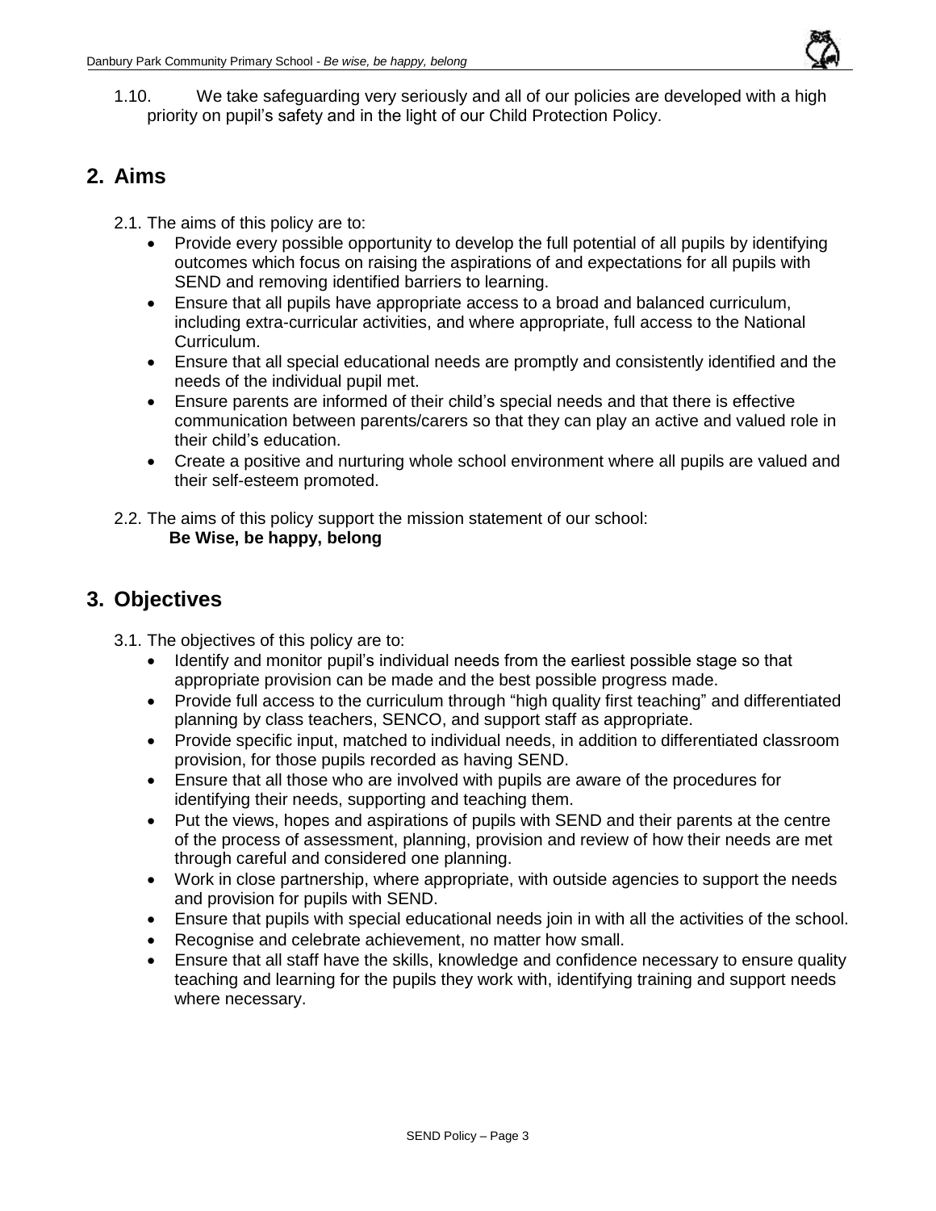1.10. We take safeguarding very seriously and all of our policies are developed with a high priority on pupil's safety and in the light of our Child Protection Policy.

## 2. Aims

2.1. The aims of this policy are to:

- Provide every possible opportunity to develop the full potential of all pupils by identifying outcomes which focus on raising the aspirations of and expectations for all pupils with SEND and removing identified barriers to learning.
- Ensure that all pupils have appropriate access to a broad and balanced curriculum, including extra-curricular activities, and where appropriate, full access to the National Curriculum.
- Ensure that all special educational needs are promptly and consistently identified and the needs of the individual pupil met.
- Ensure parents are informed of their child's special needs and that there is effective communication between parents/carers so that they can play an active and valued role in their child's education.
- Create a positive and nurturing whole school environment where all pupils are valued and their self-esteem promoted.

2.2. The aims of this policy support the mission statement of our school:
**Be Wise, be happy, belong**

## 3. Objectives

3.1. The objectives of this policy are to:

- Identify and monitor pupil's individual needs from the earliest possible stage so that appropriate provision can be made and the best possible progress made.
- Provide full access to the curriculum through "high quality first teaching" and differentiated planning by class teachers, SENCO, and support staff as appropriate.
- Provide specific input, matched to individual needs, in addition to differentiated classroom provision, for those pupils recorded as having SEND.
- Ensure that all those who are involved with pupils are aware of the procedures for identifying their needs, supporting and teaching them.
- Put the views, hopes and aspirations of pupils with SEND and their parents at the centre of the process of assessment, planning, provision and review of how their needs are met through careful and considered one planning.
- Work in close partnership, where appropriate, with outside agencies to support the needs and provision for pupils with SEND.
- Ensure that pupils with special educational needs join in with all the activities of the school.
- Recognise and celebrate achievement, no matter how small.
- Ensure that all staff have the skills, knowledge and confidence necessary to ensure quality teaching and learning for the pupils they work with, identifying training and support needs where necessary.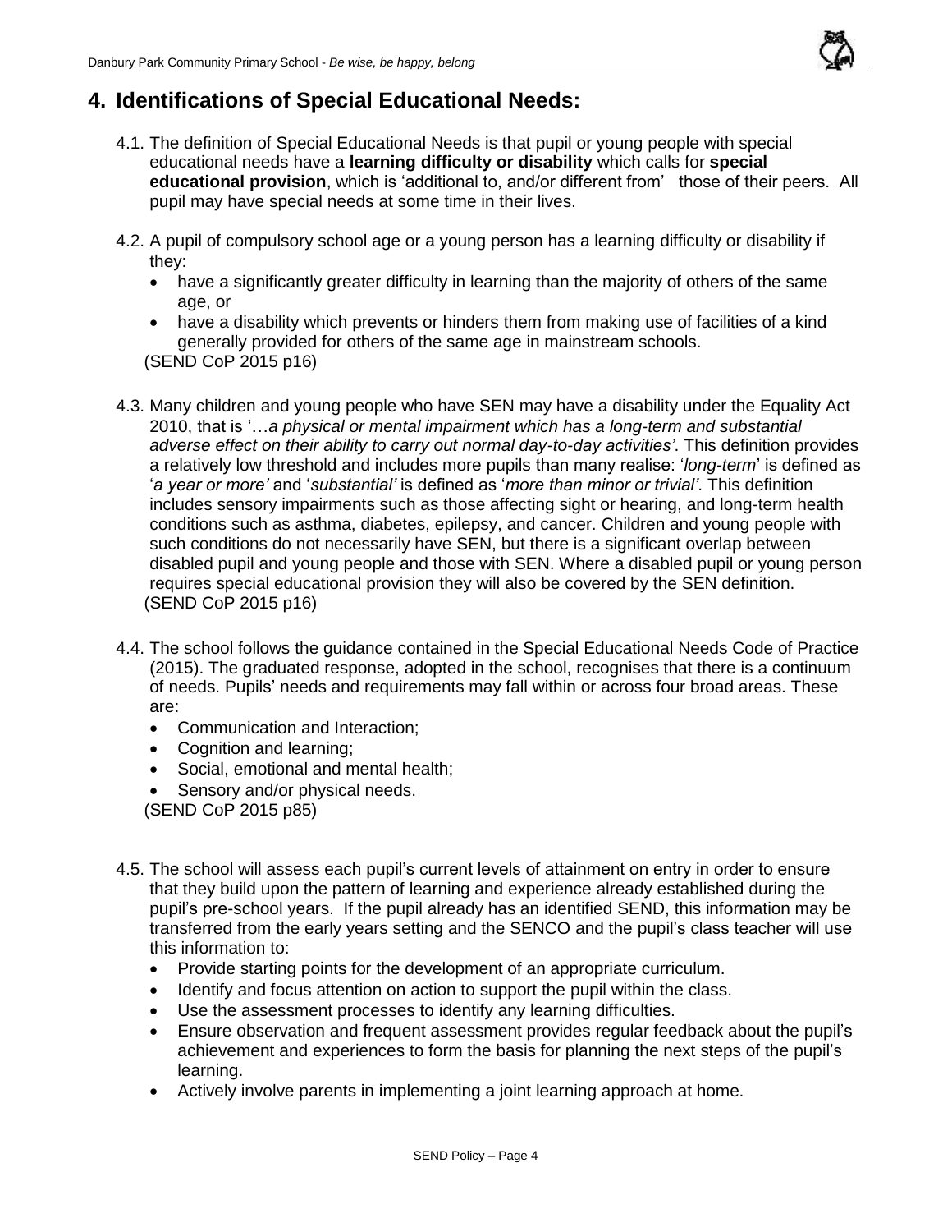## 4. Identifications of Special Educational Needs:

4.1. The definition of Special Educational Needs is that pupil or young people with special educational needs have a **learning difficulty or disability** which calls for **special educational provision**, which is 'additional to, and/or different from' those of their peers. All pupil may have special needs at some time in their lives.

4.2. A pupil of compulsory school age or a young person has a learning difficulty or disability if they:

- have a significantly greater difficulty in learning than the majority of others of the same age, or
- have a disability which prevents or hinders them from making use of facilities of a kind generally provided for others of the same age in mainstream schools.

(SEND CoP 2015 p16)

4.3. Many children and young people who have SEN may have a disability under the Equality Act 2010, that is '…*a physical or mental impairment which has a long-term and substantial adverse effect on their ability to carry out normal day-to-day activities'*. This definition provides a relatively low threshold and includes more pupils than many realise: '*long-term*' is defined as '*a year or more'* and '*substantial'* is defined as '*more than minor or trivial'*. This definition includes sensory impairments such as those affecting sight or hearing, and long-term health conditions such as asthma, diabetes, epilepsy, and cancer. Children and young people with such conditions do not necessarily have SEN, but there is a significant overlap between disabled pupil and young people and those with SEN. Where a disabled pupil or young person requires special educational provision they will also be covered by the SEN definition. (SEND CoP 2015 p16)

4.4. The school follows the guidance contained in the Special Educational Needs Code of Practice (2015). The graduated response, adopted in the school, recognises that there is a continuum of needs. Pupils' needs and requirements may fall within or across four broad areas. These are:

- Communication and Interaction;
- Cognition and learning;
- Social, emotional and mental health;
- Sensory and/or physical needs.

(SEND CoP 2015 p85)

4.5. The school will assess each pupil's current levels of attainment on entry in order to ensure that they build upon the pattern of learning and experience already established during the pupil's pre-school years. If the pupil already has an identified SEND, this information may be transferred from the early years setting and the SENCO and the pupil's class teacher will use this information to:

- Provide starting points for the development of an appropriate curriculum.
- Identify and focus attention on action to support the pupil within the class.
- Use the assessment processes to identify any learning difficulties.
- Ensure observation and frequent assessment provides regular feedback about the pupil's achievement and experiences to form the basis for planning the next steps of the pupil's learning.
- Actively involve parents in implementing a joint learning approach at home.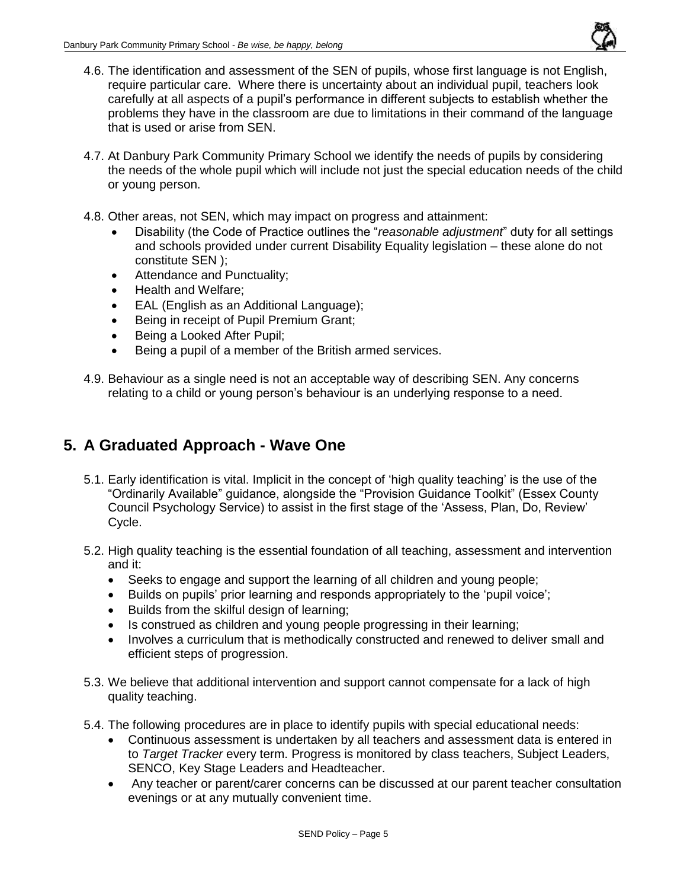4.6. The identification and assessment of the SEN of pupils, whose first language is not English, require particular care. Where there is uncertainty about an individual pupil, teachers look carefully at all aspects of a pupil's performance in different subjects to establish whether the problems they have in the classroom are due to limitations in their command of the language that is used or arise from SEN.

4.7. At Danbury Park Community Primary School we identify the needs of pupils by considering the needs of the whole pupil which will include not just the special education needs of the child or young person.

4.8. Other areas, not SEN, which may impact on progress and attainment:

- Disability (the Code of Practice outlines the "*reasonable adjustment*" duty for all settings and schools provided under current Disability Equality legislation – these alone do not constitute SEN );
- Attendance and Punctuality;
- Health and Welfare;
- EAL (English as an Additional Language);
- Being in receipt of Pupil Premium Grant;
- Being a Looked After Pupil;
- Being a pupil of a member of the British armed services.

4.9. Behaviour as a single need is not an acceptable way of describing SEN. Any concerns relating to a child or young person's behaviour is an underlying response to a need.

## 5. A Graduated Approach - Wave One

5.1. Early identification is vital. Implicit in the concept of 'high quality teaching' is the use of the "Ordinarily Available" guidance, alongside the "Provision Guidance Toolkit" (Essex County Council Psychology Service) to assist in the first stage of the 'Assess, Plan, Do, Review' Cycle.

5.2. High quality teaching is the essential foundation of all teaching, assessment and intervention and it:

- Seeks to engage and support the learning of all children and young people;
- Builds on pupils' prior learning and responds appropriately to the 'pupil voice';
- Builds from the skilful design of learning;
- Is construed as children and young people progressing in their learning;
- Involves a curriculum that is methodically constructed and renewed to deliver small and efficient steps of progression.

5.3. We believe that additional intervention and support cannot compensate for a lack of high quality teaching.

5.4. The following procedures are in place to identify pupils with special educational needs:

- Continuous assessment is undertaken by all teachers and assessment data is entered in to *Target Tracker* every term. Progress is monitored by class teachers, Subject Leaders, SENCO, Key Stage Leaders and Headteacher.
- Any teacher or parent/carer concerns can be discussed at our parent teacher consultation evenings or at any mutually convenient time.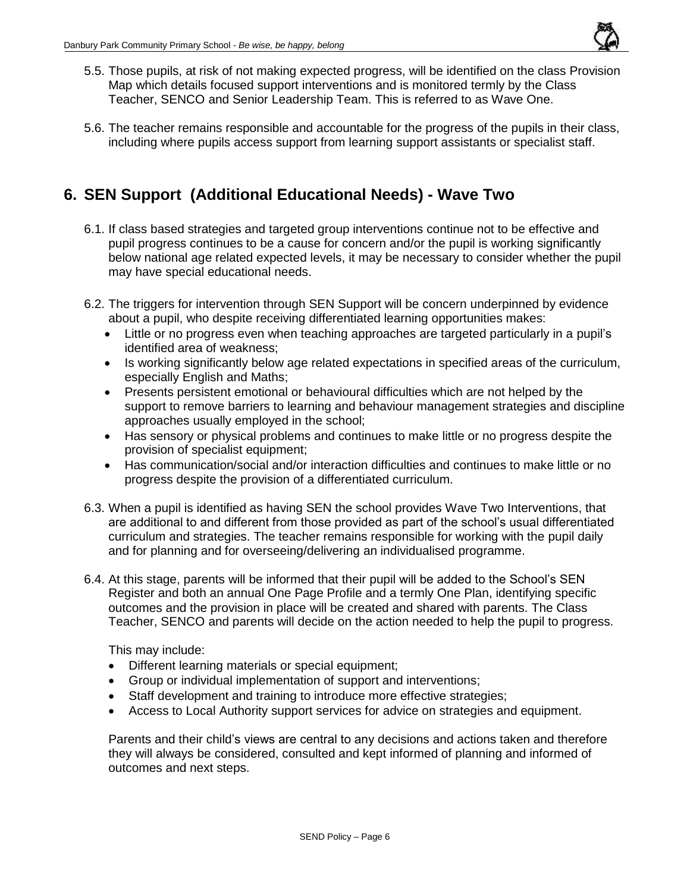5.5. Those pupils, at risk of not making expected progress, will be identified on the class Provision Map which details focused support interventions and is monitored termly by the Class Teacher, SENCO and Senior Leadership Team. This is referred to as Wave One.

5.6. The teacher remains responsible and accountable for the progress of the pupils in their class, including where pupils access support from learning support assistants or specialist staff.

## 6. SEN Support (Additional Educational Needs) - Wave Two

6.1. If class based strategies and targeted group interventions continue not to be effective and pupil progress continues to be a cause for concern and/or the pupil is working significantly below national age related expected levels, it may be necessary to consider whether the pupil may have special educational needs.

6.2. The triggers for intervention through SEN Support will be concern underpinned by evidence about a pupil, who despite receiving differentiated learning opportunities makes:

- Little or no progress even when teaching approaches are targeted particularly in a pupil's identified area of weakness;
- Is working significantly below age related expectations in specified areas of the curriculum, especially English and Maths;
- Presents persistent emotional or behavioural difficulties which are not helped by the support to remove barriers to learning and behaviour management strategies and discipline approaches usually employed in the school;
- Has sensory or physical problems and continues to make little or no progress despite the provision of specialist equipment;
- Has communication/social and/or interaction difficulties and continues to make little or no progress despite the provision of a differentiated curriculum.

6.3. When a pupil is identified as having SEN the school provides Wave Two Interventions, that are additional to and different from those provided as part of the school's usual differentiated curriculum and strategies. The teacher remains responsible for working with the pupil daily and for planning and for overseeing/delivering an individualised programme.

6.4. At this stage, parents will be informed that their pupil will be added to the School's SEN Register and both an annual One Page Profile and a termly One Plan, identifying specific outcomes and the provision in place will be created and shared with parents. The Class Teacher, SENCO and parents will decide on the action needed to help the pupil to progress.

This may include:

- Different learning materials or special equipment;
- Group or individual implementation of support and interventions;
- Staff development and training to introduce more effective strategies;
- Access to Local Authority support services for advice on strategies and equipment.

Parents and their child's views are central to any decisions and actions taken and therefore they will always be considered, consulted and kept informed of planning and informed of outcomes and next steps.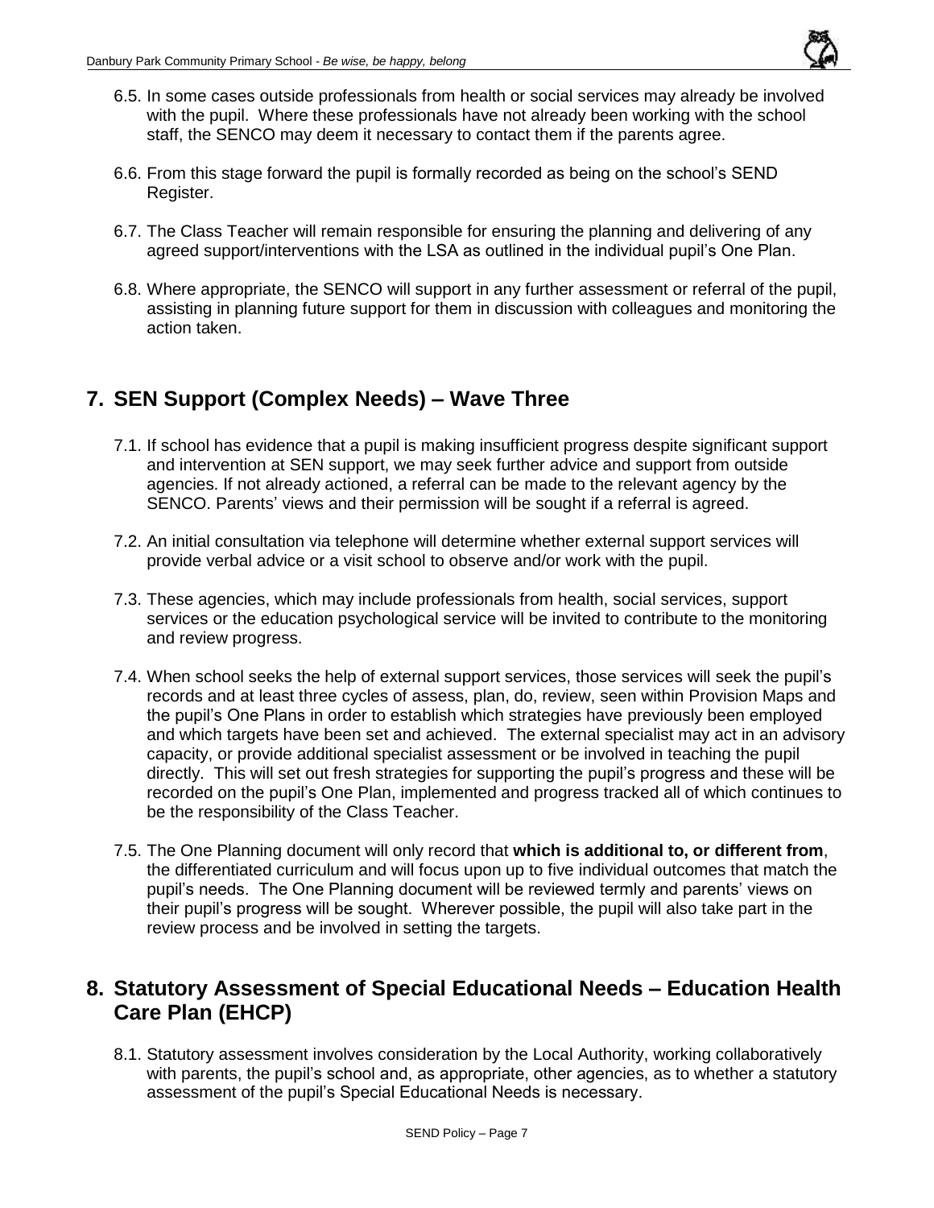6.5. In some cases outside professionals from health or social services may already be involved with the pupil. Where these professionals have not already been working with the school staff, the SENCO may deem it necessary to contact them if the parents agree.

6.6. From this stage forward the pupil is formally recorded as being on the school's SEND Register.

6.7. The Class Teacher will remain responsible for ensuring the planning and delivering of any agreed support/interventions with the LSA as outlined in the individual pupil's One Plan.

6.8. Where appropriate, the SENCO will support in any further assessment or referral of the pupil, assisting in planning future support for them in discussion with colleagues and monitoring the action taken.

## 7. SEN Support (Complex Needs) – Wave Three

7.1. If school has evidence that a pupil is making insufficient progress despite significant support and intervention at SEN support, we may seek further advice and support from outside agencies. If not already actioned, a referral can be made to the relevant agency by the SENCO. Parents' views and their permission will be sought if a referral is agreed.

7.2. An initial consultation via telephone will determine whether external support services will provide verbal advice or a visit school to observe and/or work with the pupil.

7.3. These agencies, which may include professionals from health, social services, support services or the education psychological service will be invited to contribute to the monitoring and review progress.

7.4. When school seeks the help of external support services, those services will seek the pupil's records and at least three cycles of assess, plan, do, review, seen within Provision Maps and the pupil's One Plans in order to establish which strategies have previously been employed and which targets have been set and achieved. The external specialist may act in an advisory capacity, or provide additional specialist assessment or be involved in teaching the pupil directly. This will set out fresh strategies for supporting the pupil's progress and these will be recorded on the pupil's One Plan, implemented and progress tracked all of which continues to be the responsibility of the Class Teacher.

7.5. The One Planning document will only record that **which is additional to, or different from**, the differentiated curriculum and will focus upon up to five individual outcomes that match the pupil's needs. The One Planning document will be reviewed termly and parents' views on their pupil's progress will be sought. Wherever possible, the pupil will also take part in the review process and be involved in setting the targets.

## 8. Statutory Assessment of Special Educational Needs – Education Health Care Plan (EHCP)

8.1. Statutory assessment involves consideration by the Local Authority, working collaboratively with parents, the pupil's school and, as appropriate, other agencies, as to whether a statutory assessment of the pupil's Special Educational Needs is necessary.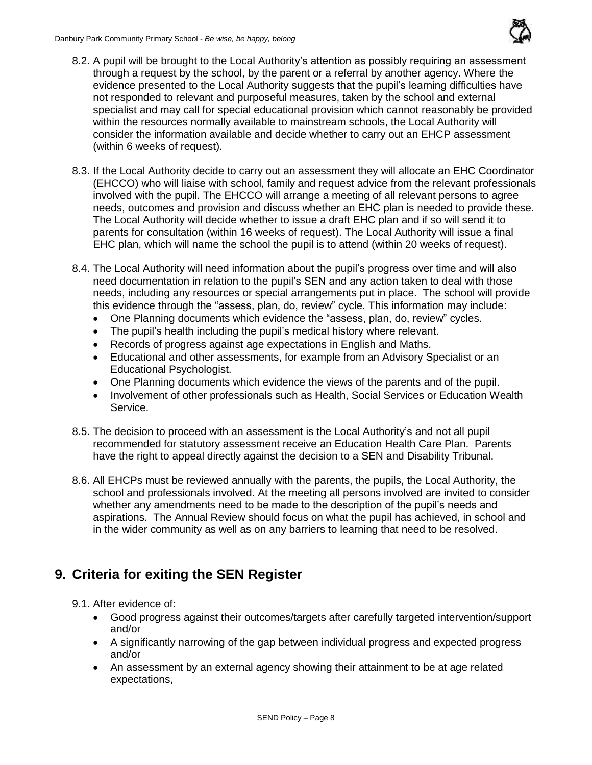8.2. A pupil will be brought to the Local Authority's attention as possibly requiring an assessment through a request by the school, by the parent or a referral by another agency. Where the evidence presented to the Local Authority suggests that the pupil's learning difficulties have not responded to relevant and purposeful measures, taken by the school and external specialist and may call for special educational provision which cannot reasonably be provided within the resources normally available to mainstream schools, the Local Authority will consider the information available and decide whether to carry out an EHCP assessment (within 6 weeks of request).

8.3. If the Local Authority decide to carry out an assessment they will allocate an EHC Coordinator (EHCCO) who will liaise with school, family and request advice from the relevant professionals involved with the pupil. The EHCCO will arrange a meeting of all relevant persons to agree needs, outcomes and provision and discuss whether an EHC plan is needed to provide these. The Local Authority will decide whether to issue a draft EHC plan and if so will send it to parents for consultation (within 16 weeks of request). The Local Authority will issue a final EHC plan, which will name the school the pupil is to attend (within 20 weeks of request).

8.4. The Local Authority will need information about the pupil's progress over time and will also need documentation in relation to the pupil's SEN and any action taken to deal with those needs, including any resources or special arrangements put in place. The school will provide this evidence through the "assess, plan, do, review" cycle. This information may include:

- One Planning documents which evidence the "assess, plan, do, review" cycles.
- The pupil's health including the pupil's medical history where relevant.
- Records of progress against age expectations in English and Maths.
- Educational and other assessments, for example from an Advisory Specialist or an Educational Psychologist.
- One Planning documents which evidence the views of the parents and of the pupil.
- Involvement of other professionals such as Health, Social Services or Education Wealth Service.

8.5. The decision to proceed with an assessment is the Local Authority's and not all pupil recommended for statutory assessment receive an Education Health Care Plan. Parents have the right to appeal directly against the decision to a SEN and Disability Tribunal.

8.6. All EHCPs must be reviewed annually with the parents, the pupils, the Local Authority, the school and professionals involved. At the meeting all persons involved are invited to consider whether any amendments need to be made to the description of the pupil's needs and aspirations. The Annual Review should focus on what the pupil has achieved, in school and in the wider community as well as on any barriers to learning that need to be resolved.

## 9. Criteria for exiting the SEN Register

9.1. After evidence of:

- Good progress against their outcomes/targets after carefully targeted intervention/support and/or
- A significantly narrowing of the gap between individual progress and expected progress and/or
- An assessment by an external agency showing their attainment to be at age related expectations,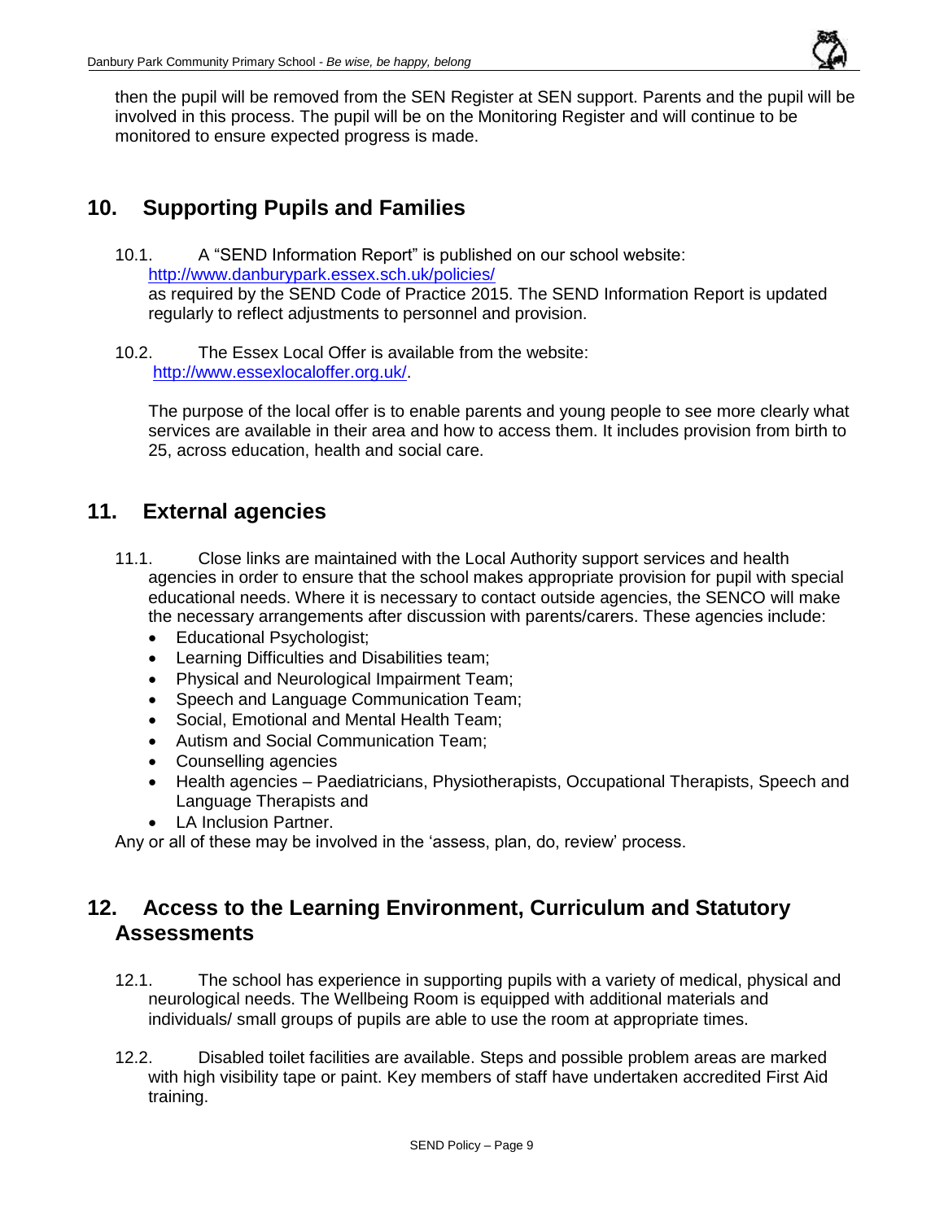then the pupil will be removed from the SEN Register at SEN support. Parents and the pupil will be involved in this process. The pupil will be on the Monitoring Register and will continue to be monitored to ensure expected progress is made.

## 10. Supporting Pupils and Families

10.1. A "SEND Information Report" is published on our school website: http://www.danburypark.essex.sch.uk/policies/ as required by the SEND Code of Practice 2015. The SEND Information Report is updated regularly to reflect adjustments to personnel and provision.

10.2. The Essex Local Offer is available from the website: http://www.essexlocaloffer.org.uk/.

The purpose of the local offer is to enable parents and young people to see more clearly what services are available in their area and how to access them. It includes provision from birth to 25, across education, health and social care.

## 11. External agencies

11.1. Close links are maintained with the Local Authority support services and health agencies in order to ensure that the school makes appropriate provision for pupil with special educational needs. Where it is necessary to contact outside agencies, the SENCO will make the necessary arrangements after discussion with parents/carers. These agencies include:

- Educational Psychologist;
- Learning Difficulties and Disabilities team;
- Physical and Neurological Impairment Team;
- Speech and Language Communication Team;
- Social, Emotional and Mental Health Team;
- Autism and Social Communication Team;
- Counselling agencies
- Health agencies – Paediatricians, Physiotherapists, Occupational Therapists, Speech and Language Therapists and
- LA Inclusion Partner.

Any or all of these may be involved in the 'assess, plan, do, review' process.

## 12. Access to the Learning Environment, Curriculum and Statutory Assessments

12.1. The school has experience in supporting pupils with a variety of medical, physical and neurological needs. The Wellbeing Room is equipped with additional materials and individuals/ small groups of pupils are able to use the room at appropriate times.

12.2. Disabled toilet facilities are available. Steps and possible problem areas are marked with high visibility tape or paint. Key members of staff have undertaken accredited First Aid training.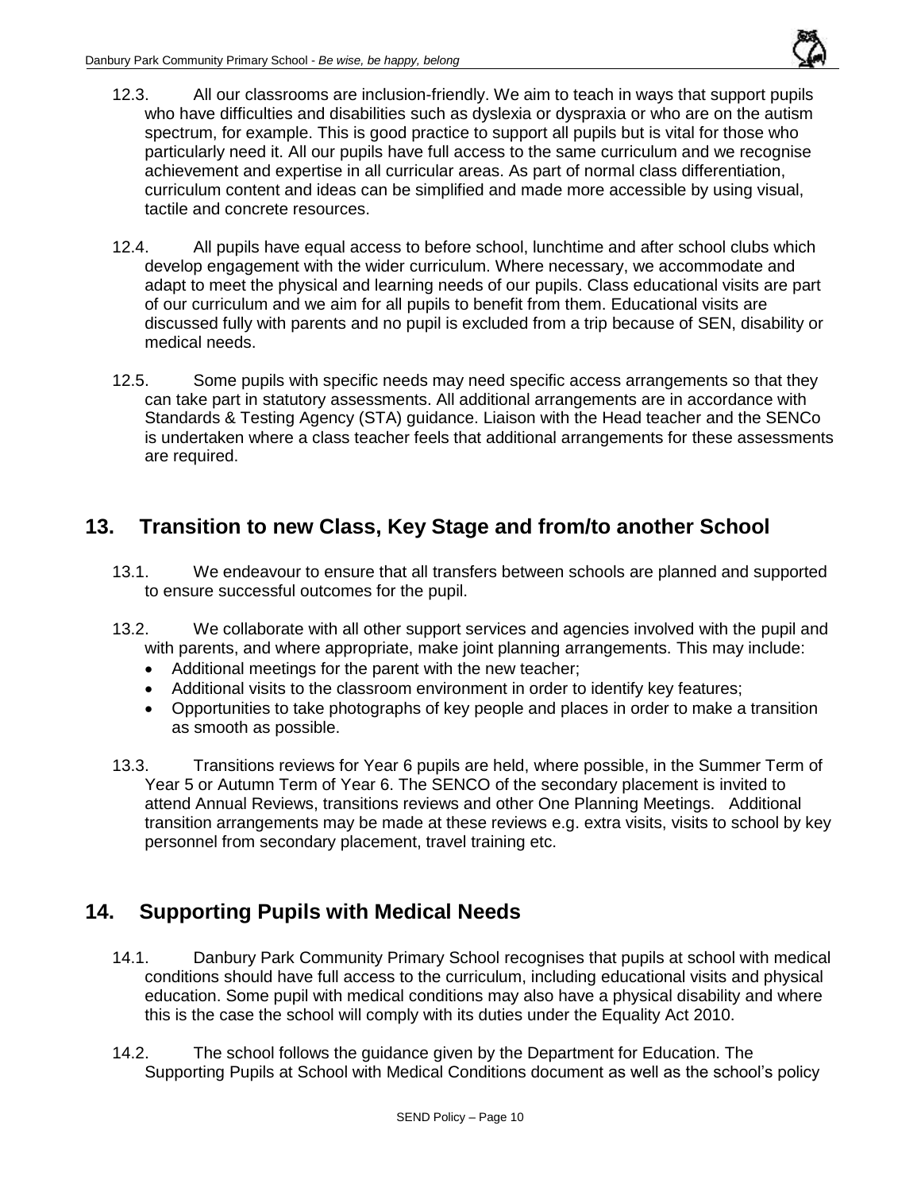12.3. All our classrooms are inclusion-friendly. We aim to teach in ways that support pupils who have difficulties and disabilities such as dyslexia or dyspraxia or who are on the autism spectrum, for example. This is good practice to support all pupils but is vital for those who particularly need it. All our pupils have full access to the same curriculum and we recognise achievement and expertise in all curricular areas. As part of normal class differentiation, curriculum content and ideas can be simplified and made more accessible by using visual, tactile and concrete resources.

12.4. All pupils have equal access to before school, lunchtime and after school clubs which develop engagement with the wider curriculum. Where necessary, we accommodate and adapt to meet the physical and learning needs of our pupils. Class educational visits are part of our curriculum and we aim for all pupils to benefit from them. Educational visits are discussed fully with parents and no pupil is excluded from a trip because of SEN, disability or medical needs.

12.5. Some pupils with specific needs may need specific access arrangements so that they can take part in statutory assessments. All additional arrangements are in accordance with Standards & Testing Agency (STA) guidance. Liaison with the Head teacher and the SENCo is undertaken where a class teacher feels that additional arrangements for these assessments are required.

## 13. Transition to new Class, Key Stage and from/to another School

13.1. We endeavour to ensure that all transfers between schools are planned and supported to ensure successful outcomes for the pupil.

13.2. We collaborate with all other support services and agencies involved with the pupil and with parents, and where appropriate, make joint planning arrangements. This may include:

- Additional meetings for the parent with the new teacher;
- Additional visits to the classroom environment in order to identify key features;
- Opportunities to take photographs of key people and places in order to make a transition as smooth as possible.

13.3. Transitions reviews for Year 6 pupils are held, where possible, in the Summer Term of Year 5 or Autumn Term of Year 6. The SENCO of the secondary placement is invited to attend Annual Reviews, transitions reviews and other One Planning Meetings. Additional transition arrangements may be made at these reviews e.g. extra visits, visits to school by key personnel from secondary placement, travel training etc.

## 14. Supporting Pupils with Medical Needs

14.1. Danbury Park Community Primary School recognises that pupils at school with medical conditions should have full access to the curriculum, including educational visits and physical education. Some pupil with medical conditions may also have a physical disability and where this is the case the school will comply with its duties under the Equality Act 2010.

14.2. The school follows the guidance given by the Department for Education. The Supporting Pupils at School with Medical Conditions document as well as the school's policy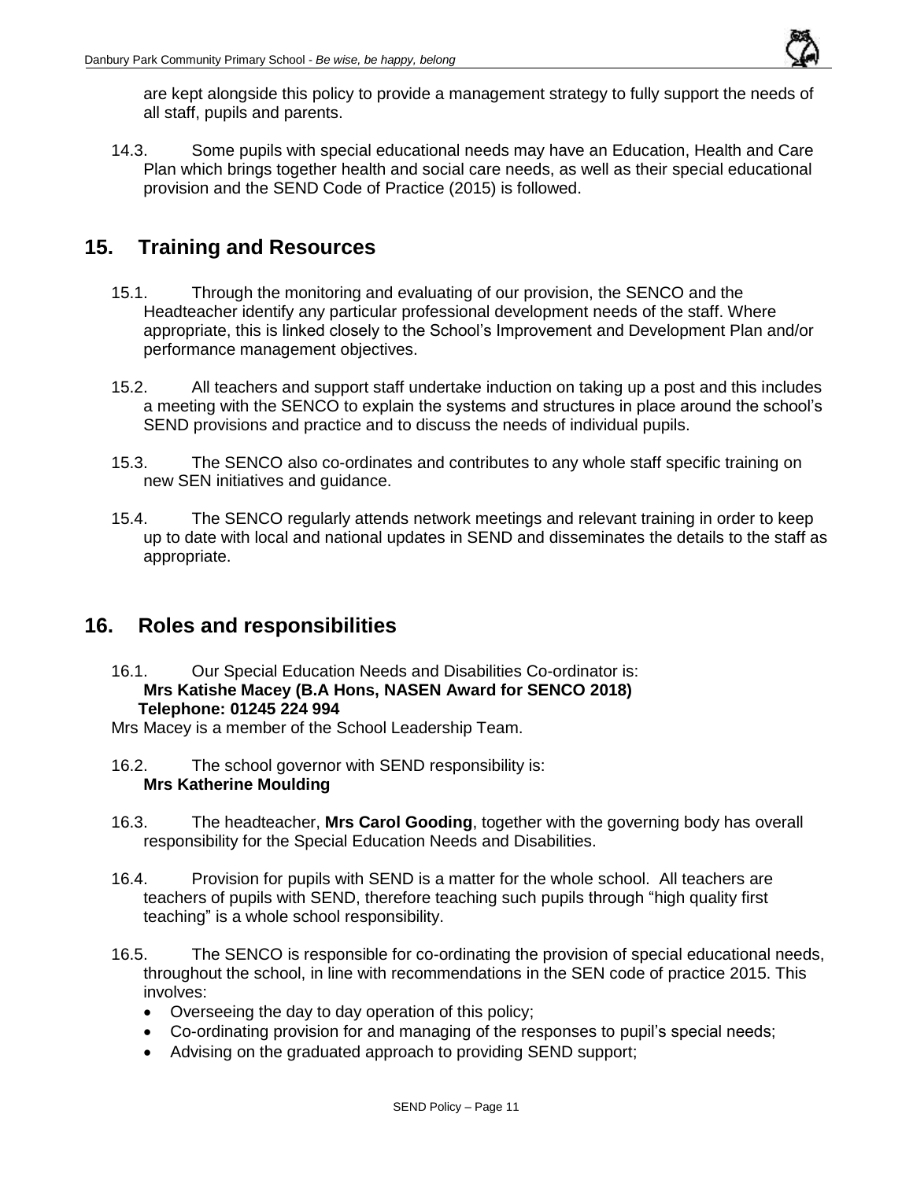are kept alongside this policy to provide a management strategy to fully support the needs of all staff, pupils and parents.

14.3. Some pupils with special educational needs may have an Education, Health and Care Plan which brings together health and social care needs, as well as their special educational provision and the SEND Code of Practice (2015) is followed.

## 15. Training and Resources

15.1. Through the monitoring and evaluating of our provision, the SENCO and the Headteacher identify any particular professional development needs of the staff. Where appropriate, this is linked closely to the School's Improvement and Development Plan and/or performance management objectives.

15.2. All teachers and support staff undertake induction on taking up a post and this includes a meeting with the SENCO to explain the systems and structures in place around the school's SEND provisions and practice and to discuss the needs of individual pupils.

15.3. The SENCO also co-ordinates and contributes to any whole staff specific training on new SEN initiatives and guidance.

15.4. The SENCO regularly attends network meetings and relevant training in order to keep up to date with local and national updates in SEND and disseminates the details to the staff as appropriate.

## 16. Roles and responsibilities

16.1. Our Special Education Needs and Disabilities Co-ordinator is:
**Mrs Katishe Macey (B.A Hons, NASEN Award for SENCO 2018)**
**Telephone: 01245 224 994**

Mrs Macey is a member of the School Leadership Team.

16.2. The school governor with SEND responsibility is:
**Mrs Katherine Moulding**

16.3. The headteacher, **Mrs Carol Gooding**, together with the governing body has overall responsibility for the Special Education Needs and Disabilities.

16.4. Provision for pupils with SEND is a matter for the whole school. All teachers are teachers of pupils with SEND, therefore teaching such pupils through "high quality first teaching" is a whole school responsibility.

16.5. The SENCO is responsible for co-ordinating the provision of special educational needs, throughout the school, in line with recommendations in the SEN code of practice 2015. This involves:

- Overseeing the day to day operation of this policy;
- Co-ordinating provision for and managing of the responses to pupil's special needs;
- Advising on the graduated approach to providing SEND support;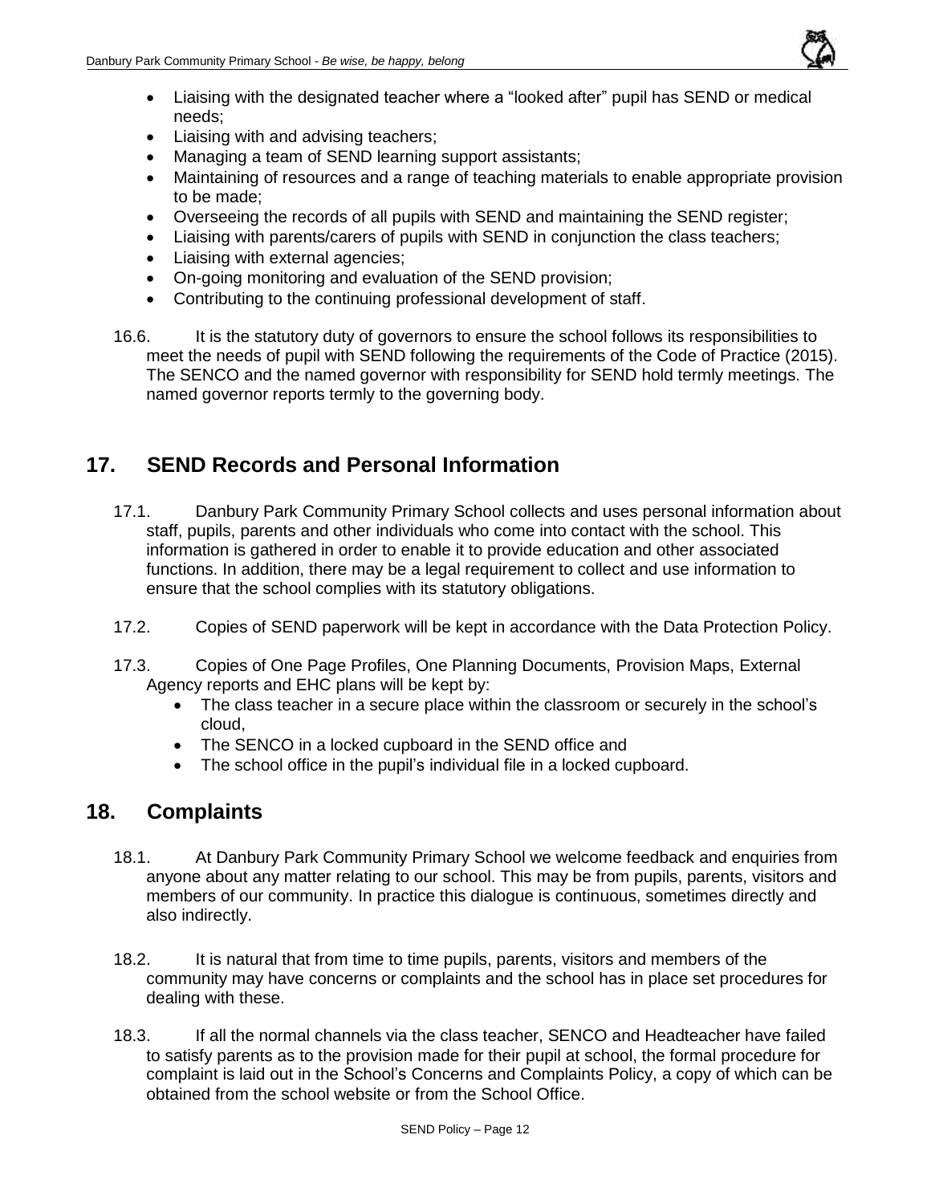- Liaising with the designated teacher where a "looked after" pupil has SEND or medical needs;
- Liaising with and advising teachers;
- Managing a team of SEND learning support assistants;
- Maintaining of resources and a range of teaching materials to enable appropriate provision to be made;
- Overseeing the records of all pupils with SEND and maintaining the SEND register;
- Liaising with parents/carers of pupils with SEND in conjunction the class teachers;
- Liaising with external agencies;
- On-going monitoring and evaluation of the SEND provision;
- Contributing to the continuing professional development of staff.

16.6. It is the statutory duty of governors to ensure the school follows its responsibilities to meet the needs of pupil with SEND following the requirements of the Code of Practice (2015). The SENCO and the named governor with responsibility for SEND hold termly meetings. The named governor reports termly to the governing body.

## 17. SEND Records and Personal Information

17.1. Danbury Park Community Primary School collects and uses personal information about staff, pupils, parents and other individuals who come into contact with the school. This information is gathered in order to enable it to provide education and other associated functions. In addition, there may be a legal requirement to collect and use information to ensure that the school complies with its statutory obligations.

17.2. Copies of SEND paperwork will be kept in accordance with the Data Protection Policy.

17.3. Copies of One Page Profiles, One Planning Documents, Provision Maps, External Agency reports and EHC plans will be kept by:

- The class teacher in a secure place within the classroom or securely in the school's cloud,
- The SENCO in a locked cupboard in the SEND office and
- The school office in the pupil's individual file in a locked cupboard.

## 18. Complaints

18.1. At Danbury Park Community Primary School we welcome feedback and enquiries from anyone about any matter relating to our school. This may be from pupils, parents, visitors and members of our community. In practice this dialogue is continuous, sometimes directly and also indirectly.

18.2. It is natural that from time to time pupils, parents, visitors and members of the community may have concerns or complaints and the school has in place set procedures for dealing with these.

18.3. If all the normal channels via the class teacher, SENCO and Headteacher have failed to satisfy parents as to the provision made for their pupil at school, the formal procedure for complaint is laid out in the School's Concerns and Complaints Policy, a copy of which can be obtained from the school website or from the School Office.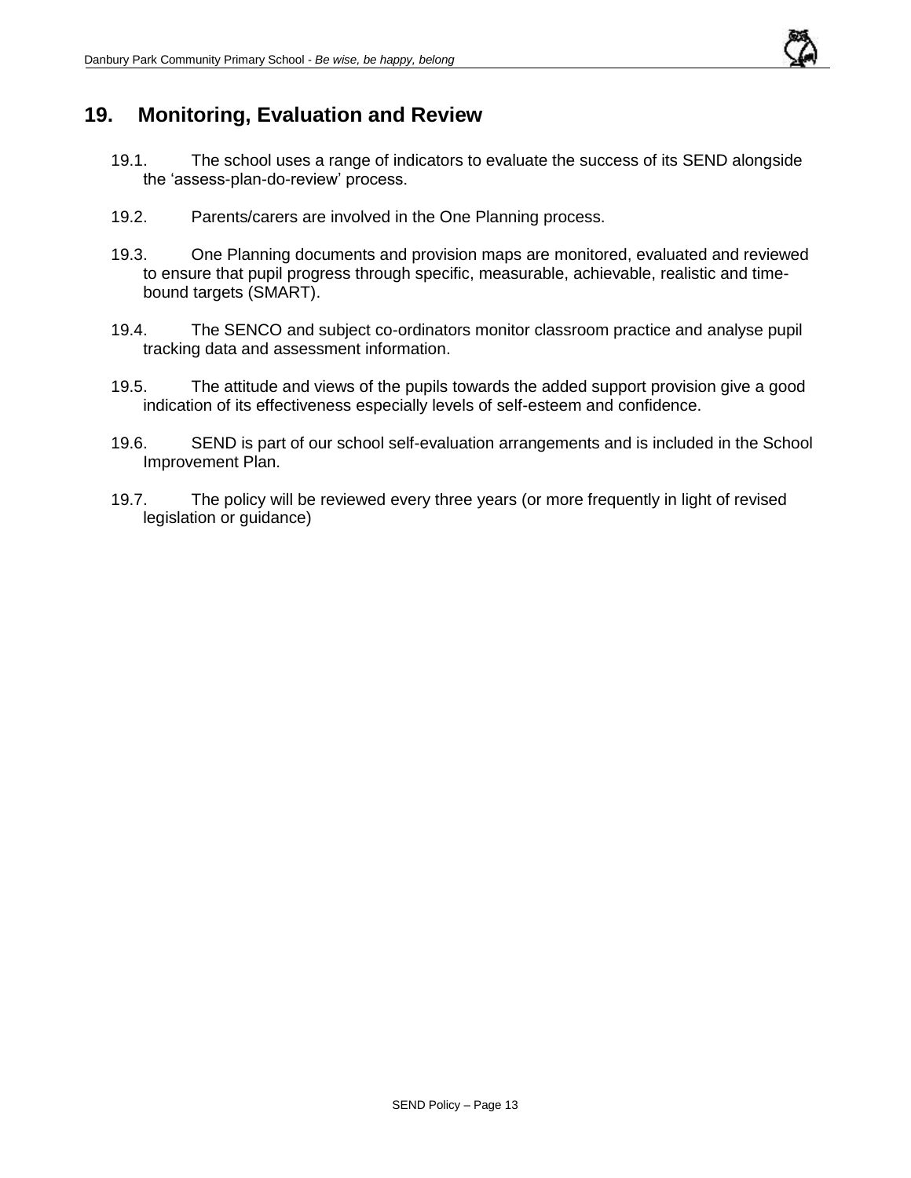## 19. Monitoring, Evaluation and Review

19.1. The school uses a range of indicators to evaluate the success of its SEND alongside the 'assess-plan-do-review' process.

19.2. Parents/carers are involved in the One Planning process.

19.3. One Planning documents and provision maps are monitored, evaluated and reviewed to ensure that pupil progress through specific, measurable, achievable, realistic and time-bound targets (SMART).

19.4. The SENCO and subject co-ordinators monitor classroom practice and analyse pupil tracking data and assessment information.

19.5. The attitude and views of the pupils towards the added support provision give a good indication of its effectiveness especially levels of self-esteem and confidence.

19.6. SEND is part of our school self-evaluation arrangements and is included in the School Improvement Plan.

19.7. The policy will be reviewed every three years (or more frequently in light of revised legislation or guidance)